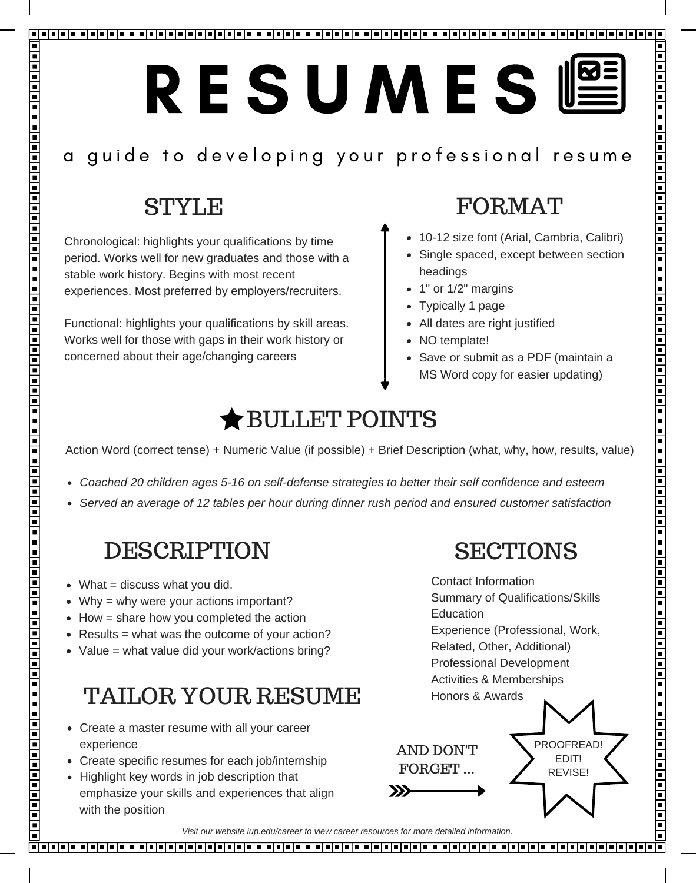# RESUMES

a guide to developing your professional resume

## STYLE

Chronological: highlights your qualifications by time period. Works well for new graduates and those with a stable work history. Begins with most recent experiences. Most preferred by employers/recruiters.

Functional: highlights your qualifications by skill areas. Works well for those with gaps in their work history or concerned about their age/changing careers

## FORMAT

- 10-12 size font (Arial, Cambria, Calibri)
- Single spaced, except between section headings
- 1" or 1/2" margins
- Typically 1 page
- All dates are right justified
- NO template!
- Save or submit as a PDF (maintain a MS Word copy for easier updating)

## BULLET POINTS

Action Word (correct tense) + Numeric Value (if possible) + Brief Description (what, why, how, results, value)

- *Coached 20 children ages 5-16 on self-defense strategies to better their self confidence and esteem*
- *Served an average of 12 tables per hour during dinner rush period and ensured customer satisfaction*

## DESCRIPTION

- What = discuss what you did.
- Why = why were your actions important?
- How = share how you completed the action
- Results = what was the outcome of your action?
- Value = what value did your work/actions bring?

## TAILOR YOUR RESUME

- Create a master resume with all your career experience
- Create specific resumes for each job/internship
- Highlight key words in job description that emphasize your skills and experiences that align with the position

## SECTIONS

Contact Information
Summary of Qualifications/Skills
Education
Experience (Professional, Work, Related, Other, Additional)
Professional Development
Activities & Memberships
Honors & Awards

AND DON'T FORGET ...

PROOFREAD!
EDIT!
REVISE!

*Visit our website iup.edu/career to view career resources for more detailed information.*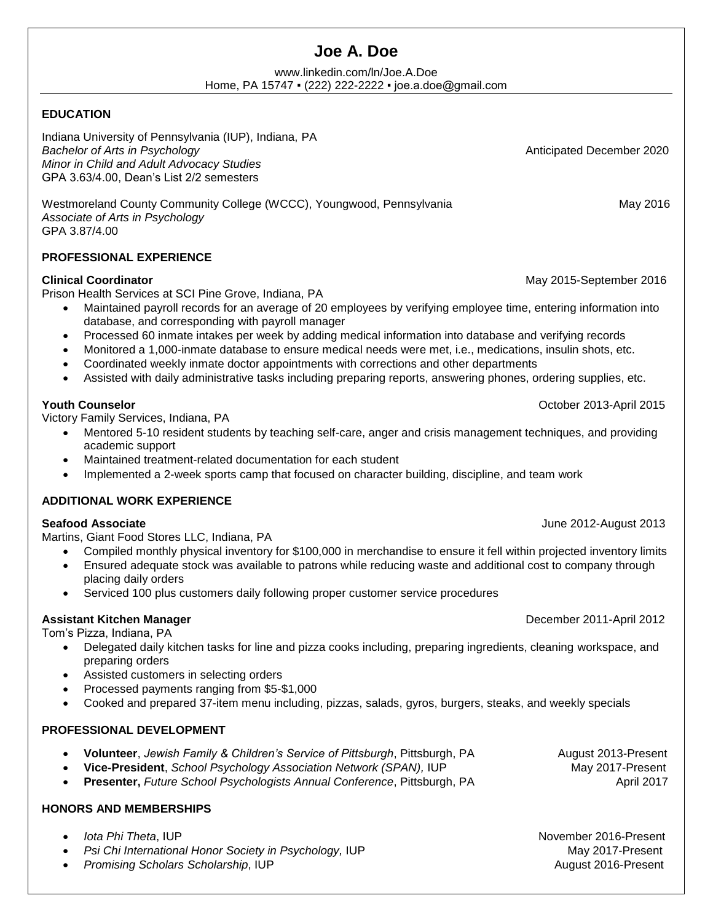# Joe A. Doe

www.linkedin.com/ln/Joe.A.Doe
Home, PA 15747 ▪ (222) 222-2222 ▪ joe.a.doe@gmail.com

## EDUCATION

Indiana University of Pennsylvania (IUP), Indiana, PA
*Bachelor of Arts in Psychology* — Anticipated December 2020
*Minor in Child and Adult Advocacy Studies*
GPA 3.63/4.00, Dean's List 2/2 semesters

Westmoreland County Community College (WCCC), Youngwood, Pennsylvania — May 2016
*Associate of Arts in Psychology*
GPA 3.87/4.00

## PROFESSIONAL EXPERIENCE

**Clinical Coordinator** — May 2015-September 2016
Prison Health Services at SCI Pine Grove, Indiana, PA

- Maintained payroll records for an average of 20 employees by verifying employee time, entering information into database, and corresponding with payroll manager
- Processed 60 inmate intakes per week by adding medical information into database and verifying records
- Monitored a 1,000-inmate database to ensure medical needs were met, i.e., medications, insulin shots, etc.
- Coordinated weekly inmate doctor appointments with corrections and other departments
- Assisted with daily administrative tasks including preparing reports, answering phones, ordering supplies, etc.

**Youth Counselor** — October 2013-April 2015
Victory Family Services, Indiana, PA

- Mentored 5-10 resident students by teaching self-care, anger and crisis management techniques, and providing academic support
- Maintained treatment-related documentation for each student
- Implemented a 2-week sports camp that focused on character building, discipline, and team work

## ADDITIONAL WORK EXPERIENCE

**Seafood Associate** — June 2012-August 2013
Martins, Giant Food Stores LLC, Indiana, PA

- Compiled monthly physical inventory for $100,000 in merchandise to ensure it fell within projected inventory limits
- Ensured adequate stock was available to patrons while reducing waste and additional cost to company through placing daily orders
- Serviced 100 plus customers daily following proper customer service procedures

**Assistant Kitchen Manager** — December 2011-April 2012
Tom's Pizza, Indiana, PA

- Delegated daily kitchen tasks for line and pizza cooks including, preparing ingredients, cleaning workspace, and preparing orders
- Assisted customers in selecting orders
- Processed payments ranging from $5-$1,000
- Cooked and prepared 37-item menu including, pizzas, salads, gyros, burgers, steaks, and weekly specials

## PROFESSIONAL DEVELOPMENT

- **Volunteer**, *Jewish Family & Children's Service of Pittsburgh*, Pittsburgh, PA — August 2013-Present
- **Vice-President**, *School Psychology Association Network (SPAN),* IUP — May 2017-Present
- **Presenter,** *Future School Psychologists Annual Conference*, Pittsburgh, PA — April 2017

## HONORS AND MEMBERSHIPS

- *Iota Phi Theta*, IUP — November 2016-Present
- *Psi Chi International Honor Society in Psychology,* IUP — May 2017-Present
- *Promising Scholars Scholarship*, IUP — August 2016-Present